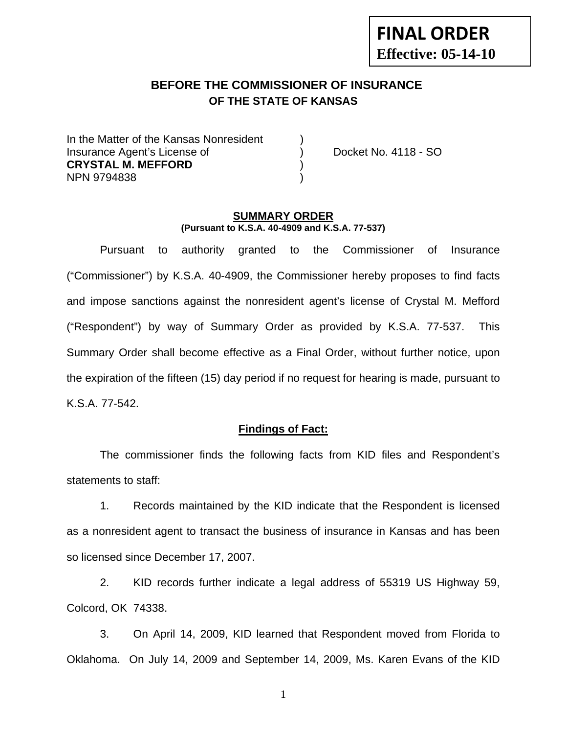**FINAL ORDER**
**Effective: 05-14-10**

# BEFORE THE COMMISSIONER OF INSURANCE
## OF THE STATE OF KANSAS

In the Matter of the Kansas Nonresident )
Insurance Agent's License of ) Docket No. 4118 - SO
**CRYSTAL M. MEFFORD** )
NPN 9794838 )

### SUMMARY ORDER
**(Pursuant to K.S.A. 40-4909 and K.S.A. 77-537)**

Pursuant to authority granted to the Commissioner of Insurance ("Commissioner") by K.S.A. 40-4909, the Commissioner hereby proposes to find facts and impose sanctions against the nonresident agent's license of Crystal M. Mefford ("Respondent") by way of Summary Order as provided by K.S.A. 77-537. This Summary Order shall become effective as a Final Order, without further notice, upon the expiration of the fifteen (15) day period if no request for hearing is made, pursuant to K.S.A. 77-542.

**Findings of Fact:**

The commissioner finds the following facts from KID files and Respondent's statements to staff:

1. Records maintained by the KID indicate that the Respondent is licensed as a nonresident agent to transact the business of insurance in Kansas and has been so licensed since December 17, 2007.

2. KID records further indicate a legal address of 55319 US Highway 59, Colcord, OK 74338.

3. On April 14, 2009, KID learned that Respondent moved from Florida to Oklahoma. On July 14, 2009 and September 14, 2009, Ms. Karen Evans of the KID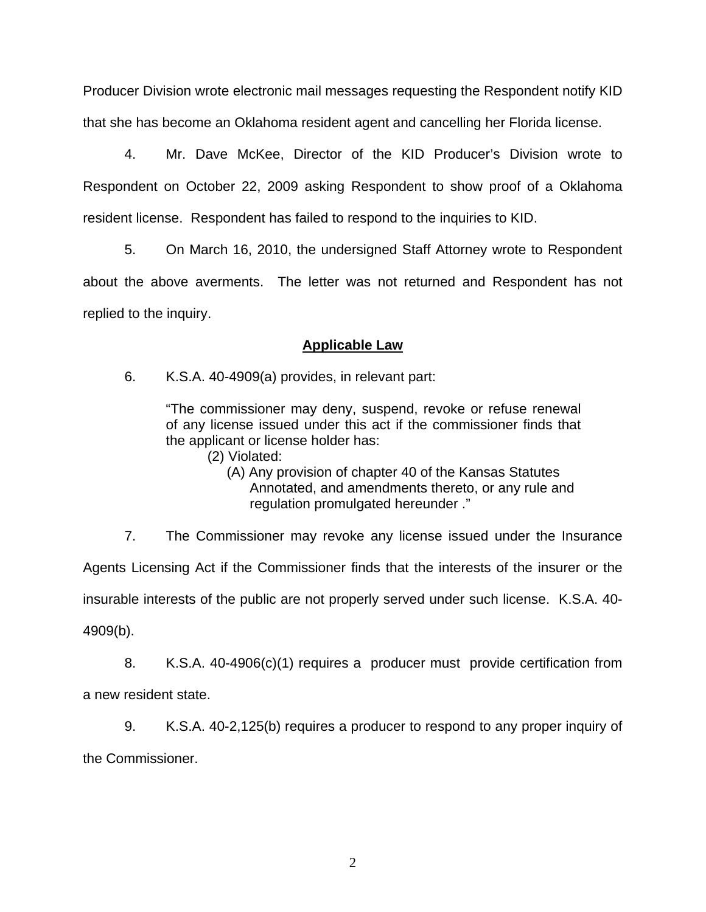Producer Division wrote electronic mail messages requesting the Respondent notify KID that she has become an Oklahoma resident agent and cancelling her Florida license.

4. Mr. Dave McKee, Director of the KID Producer's Division wrote to Respondent on October 22, 2009 asking Respondent to show proof of a Oklahoma resident license. Respondent has failed to respond to the inquiries to KID.

5. On March 16, 2010, the undersigned Staff Attorney wrote to Respondent about the above averments. The letter was not returned and Respondent has not replied to the inquiry.

## Applicable Law

6. K.S.A. 40-4909(a) provides, in relevant part:

> "The commissioner may deny, suspend, revoke or refuse renewal of any license issued under this act if the commissioner finds that the applicant or license holder has:
>
> (2) Violated:
>
> (A) Any provision of chapter 40 of the Kansas Statutes Annotated, and amendments thereto, or any rule and regulation promulgated hereunder ."

7. The Commissioner may revoke any license issued under the Insurance Agents Licensing Act if the Commissioner finds that the interests of the insurer or the insurable interests of the public are not properly served under such license. K.S.A. 40-4909(b).

8. K.S.A. 40-4906(c)(1) requires a producer must provide certification from a new resident state.

9. K.S.A. 40-2,125(b) requires a producer to respond to any proper inquiry of the Commissioner.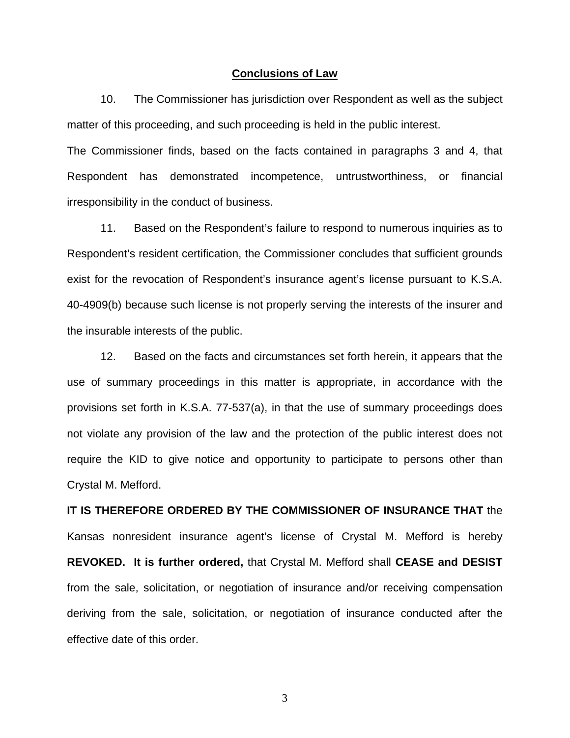## Conclusions of Law

10. The Commissioner has jurisdiction over Respondent as well as the subject matter of this proceeding, and such proceeding is held in the public interest.

The Commissioner finds, based on the facts contained in paragraphs 3 and 4, that Respondent has demonstrated incompetence, untrustworthiness, or financial irresponsibility in the conduct of business.

11. Based on the Respondent's failure to respond to numerous inquiries as to Respondent's resident certification, the Commissioner concludes that sufficient grounds exist for the revocation of Respondent's insurance agent's license pursuant to K.S.A. 40-4909(b) because such license is not properly serving the interests of the insurer and the insurable interests of the public.

12. Based on the facts and circumstances set forth herein, it appears that the use of summary proceedings in this matter is appropriate, in accordance with the provisions set forth in K.S.A. 77-537(a), in that the use of summary proceedings does not violate any provision of the law and the protection of the public interest does not require the KID to give notice and opportunity to participate to persons other than Crystal M. Mefford.

**IT IS THEREFORE ORDERED BY THE COMMISSIONER OF INSURANCE THAT** the Kansas nonresident insurance agent's license of Crystal M. Mefford is hereby **REVOKED. It is further ordered,** that Crystal M. Mefford shall **CEASE and DESIST** from the sale, solicitation, or negotiation of insurance and/or receiving compensation deriving from the sale, solicitation, or negotiation of insurance conducted after the effective date of this order.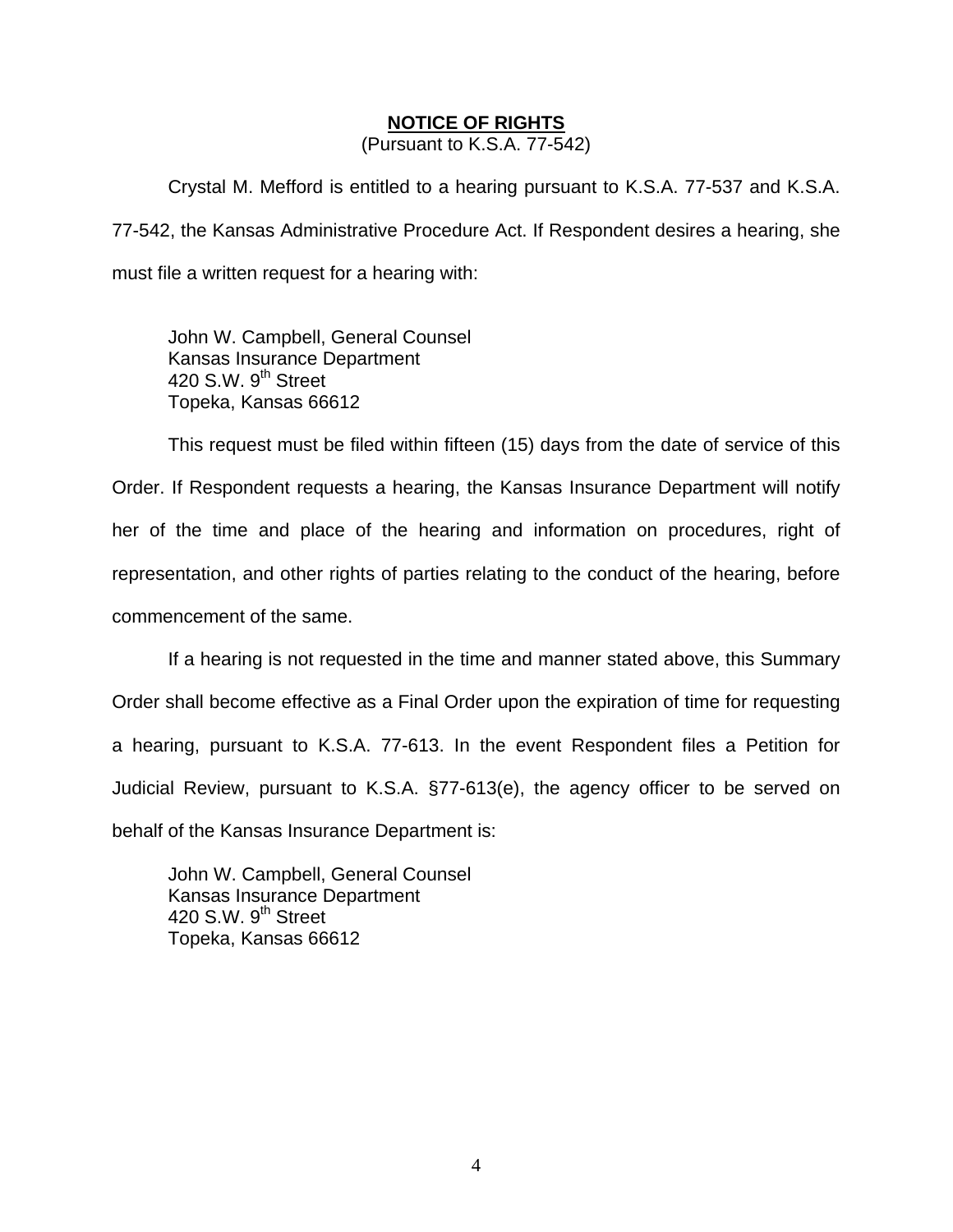## NOTICE OF RIGHTS

(Pursuant to K.S.A. 77-542)

Crystal M. Mefford is entitled to a hearing pursuant to K.S.A. 77-537 and K.S.A. 77-542, the Kansas Administrative Procedure Act. If Respondent desires a hearing, she must file a written request for a hearing with:

John W. Campbell, General Counsel  
Kansas Insurance Department  
420 S.W. 9th Street  
Topeka, Kansas 66612

This request must be filed within fifteen (15) days from the date of service of this Order. If Respondent requests a hearing, the Kansas Insurance Department will notify her of the time and place of the hearing and information on procedures, right of representation, and other rights of parties relating to the conduct of the hearing, before commencement of the same.

If a hearing is not requested in the time and manner stated above, this Summary Order shall become effective as a Final Order upon the expiration of time for requesting a hearing, pursuant to K.S.A. 77-613. In the event Respondent files a Petition for Judicial Review, pursuant to K.S.A. §77-613(e), the agency officer to be served on behalf of the Kansas Insurance Department is:

John W. Campbell, General Counsel  
Kansas Insurance Department  
420 S.W. 9th Street  
Topeka, Kansas 66612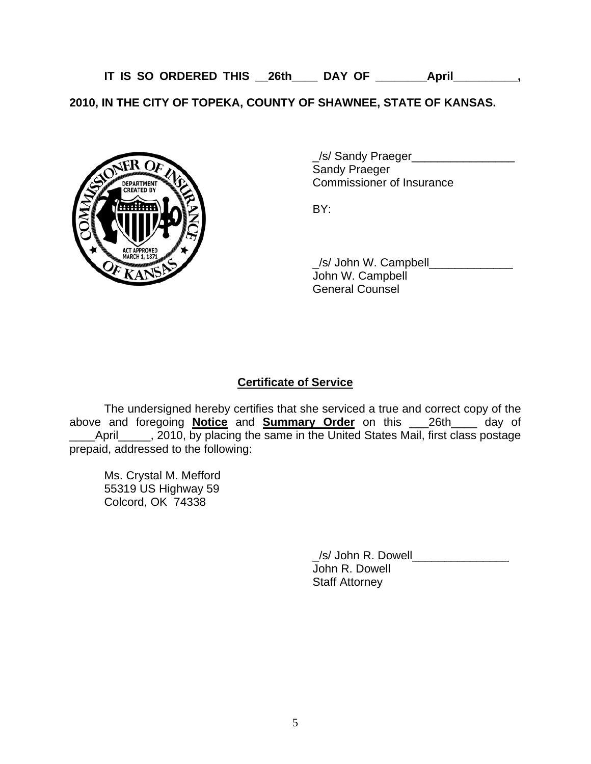**IT IS SO ORDERED THIS \_\_26th\_\_\_\_ DAY OF \_\_\_\_\_\_\_\_April\_\_\_\_\_\_\_\_\_\_, 2010, IN THE CITY OF TOPEKA, COUNTY OF SHAWNEE, STATE OF KANSAS.**

_/s/ Sandy Praeger________________
Sandy Praeger
Commissioner of Insurance

BY:

_/s/ John W. Campbell_____________
John W. Campbell
General Counsel

**Certificate of Service**

The undersigned hereby certifies that she serviced a true and correct copy of the above and foregoing **Notice** and **Summary Order** on this ___26th____ day of ____April_____, 2010, by placing the same in the United States Mail, first class postage prepaid, addressed to the following:

Ms. Crystal M. Mefford
55319 US Highway 59
Colcord, OK 74338

_/s/ John R. Dowell_______________
John R. Dowell
Staff Attorney